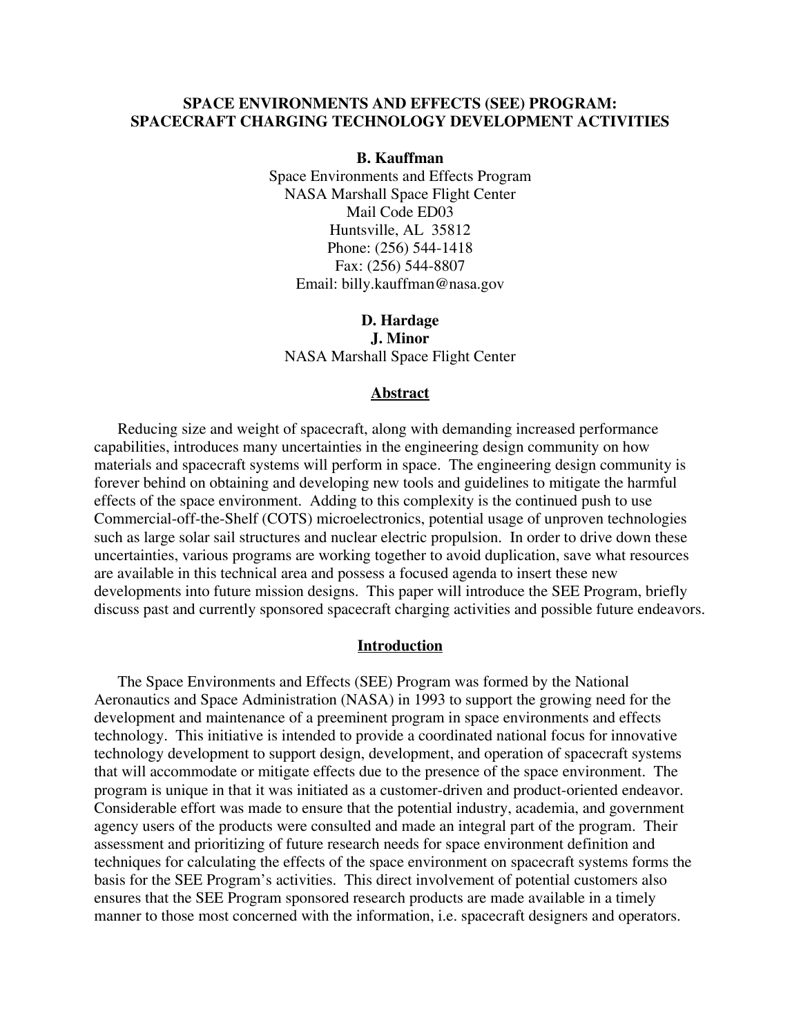# SPACE ENVIRONMENTS AND EFFECTS (SEE) PROGRAM: SPACECRAFT CHARGING TECHNOLOGY DEVELOPMENT ACTIVITIES

**B. Kauffman**
Space Environments and Effects Program
NASA Marshall Space Flight Center
Mail Code ED03
Huntsville, AL 35812
Phone: (256) 544-1418
Fax: (256) 544-8807
Email: billy.kauffman@nasa.gov

**D. Hardage**
**J. Minor**
NASA Marshall Space Flight Center

## Abstract

Reducing size and weight of spacecraft, along with demanding increased performance capabilities, introduces many uncertainties in the engineering design community on how materials and spacecraft systems will perform in space. The engineering design community is forever behind on obtaining and developing new tools and guidelines to mitigate the harmful effects of the space environment. Adding to this complexity is the continued push to use Commercial-off-the-Shelf (COTS) microelectronics, potential usage of unproven technologies such as large solar sail structures and nuclear electric propulsion. In order to drive down these uncertainties, various programs are working together to avoid duplication, save what resources are available in this technical area and possess a focused agenda to insert these new developments into future mission designs. This paper will introduce the SEE Program, briefly discuss past and currently sponsored spacecraft charging activities and possible future endeavors.

## Introduction

The Space Environments and Effects (SEE) Program was formed by the National Aeronautics and Space Administration (NASA) in 1993 to support the growing need for the development and maintenance of a preeminent program in space environments and effects technology. This initiative is intended to provide a coordinated national focus for innovative technology development to support design, development, and operation of spacecraft systems that will accommodate or mitigate effects due to the presence of the space environment. The program is unique in that it was initiated as a customer-driven and product-oriented endeavor. Considerable effort was made to ensure that the potential industry, academia, and government agency users of the products were consulted and made an integral part of the program. Their assessment and prioritizing of future research needs for space environment definition and techniques for calculating the effects of the space environment on spacecraft systems forms the basis for the SEE Program's activities. This direct involvement of potential customers also ensures that the SEE Program sponsored research products are made available in a timely manner to those most concerned with the information, i.e. spacecraft designers and operators.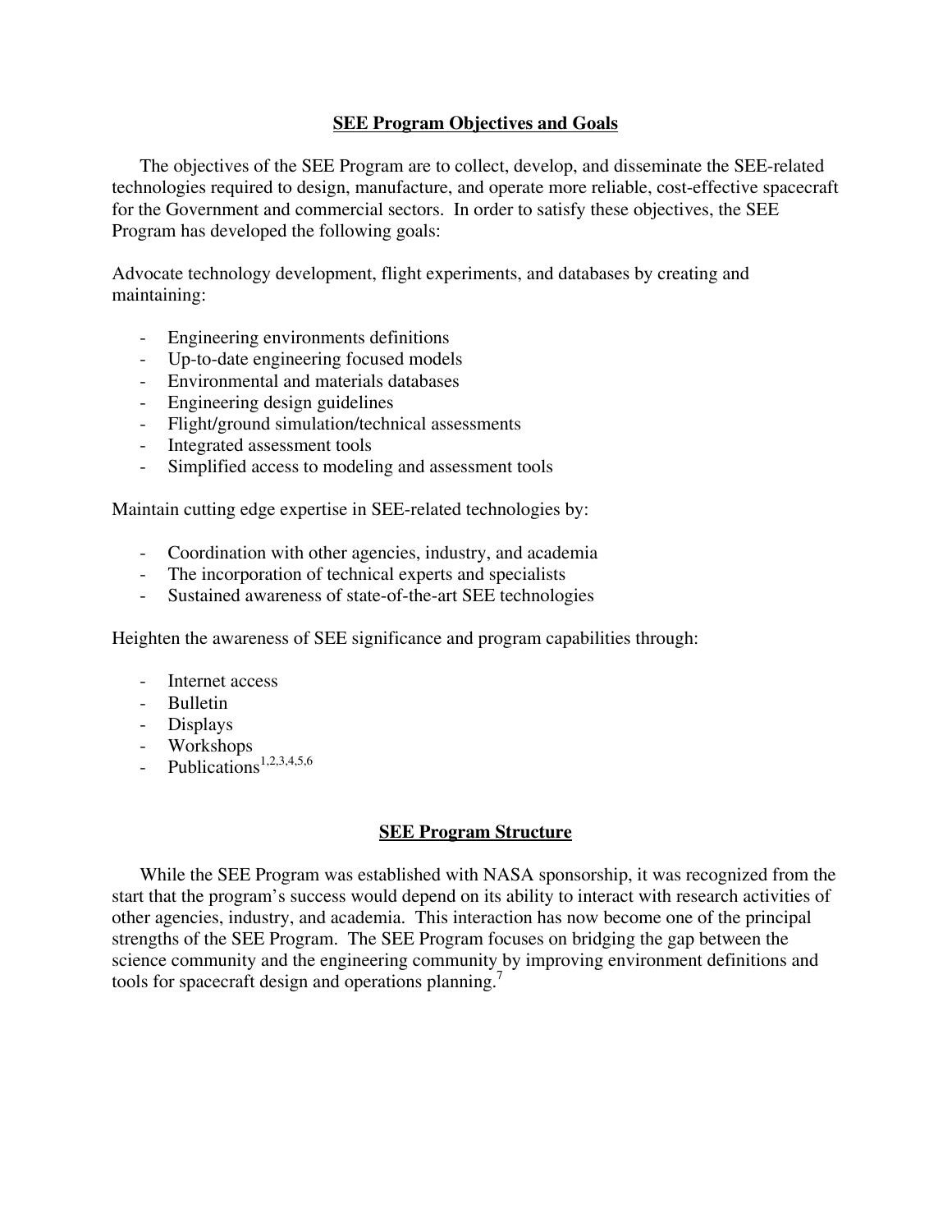## SEE Program Objectives and Goals

The objectives of the SEE Program are to collect, develop, and disseminate the SEE-related technologies required to design, manufacture, and operate more reliable, cost-effective spacecraft for the Government and commercial sectors. In order to satisfy these objectives, the SEE Program has developed the following goals:

Advocate technology development, flight experiments, and databases by creating and maintaining:

- Engineering environments definitions
- Up-to-date engineering focused models
- Environmental and materials databases
- Engineering design guidelines
- Flight/ground simulation/technical assessments
- Integrated assessment tools
- Simplified access to modeling and assessment tools

Maintain cutting edge expertise in SEE-related technologies by:

- Coordination with other agencies, industry, and academia
- The incorporation of technical experts and specialists
- Sustained awareness of state-of-the-art SEE technologies

Heighten the awareness of SEE significance and program capabilities through:

- Internet access
- Bulletin
- Displays
- Workshops
- Publications[1,2,3,4,5,6]

## SEE Program Structure

While the SEE Program was established with NASA sponsorship, it was recognized from the start that the program's success would depend on its ability to interact with research activities of other agencies, industry, and academia. This interaction has now become one of the principal strengths of the SEE Program. The SEE Program focuses on bridging the gap between the science community and the engineering community by improving environment definitions and tools for spacecraft design and operations planning.[7]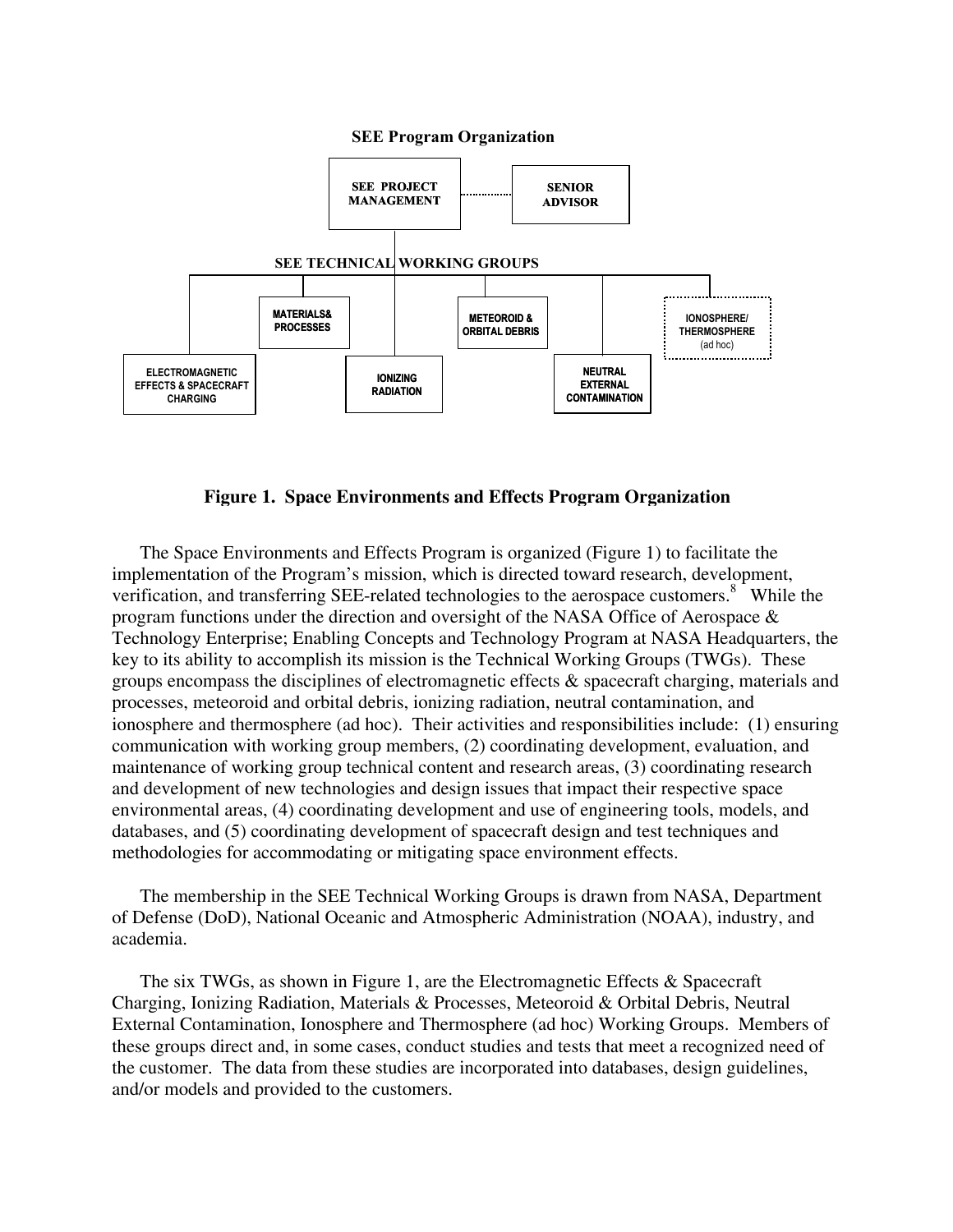**SEE Program Organization**

- SEE PROJECT MANAGEMENT
  - SENIOR ADVISOR
  - SEE TECHNICAL WORKING GROUPS
    - ELECTROMAGNETIC EFFECTS & SPACECRAFT CHARGING
    - MATERIALS& PROCESSES
    - IONIZING RADIATION
    - METEOROID & ORBITAL DEBRIS
    - NEUTRAL EXTERNAL CONTAMINATION
    - IONOSPHERE/ THERMOSPHERE (ad hoc)

**Figure 1. Space Environments and Effects Program Organization**

The Space Environments and Effects Program is organized (Figure 1) to facilitate the implementation of the Program's mission, which is directed toward research, development, verification, and transferring SEE-related technologies to the aerospace customers.[8] While the program functions under the direction and oversight of the NASA Office of Aerospace & Technology Enterprise; Enabling Concepts and Technology Program at NASA Headquarters, the key to its ability to accomplish its mission is the Technical Working Groups (TWGs). These groups encompass the disciplines of electromagnetic effects & spacecraft charging, materials and processes, meteoroid and orbital debris, ionizing radiation, neutral contamination, and ionosphere and thermosphere (ad hoc). Their activities and responsibilities include: (1) ensuring communication with working group members, (2) coordinating development, evaluation, and maintenance of working group technical content and research areas, (3) coordinating research and development of new technologies and design issues that impact their respective space environmental areas, (4) coordinating development and use of engineering tools, models, and databases, and (5) coordinating development of spacecraft design and test techniques and methodologies for accommodating or mitigating space environment effects.

The membership in the SEE Technical Working Groups is drawn from NASA, Department of Defense (DoD), National Oceanic and Atmospheric Administration (NOAA), industry, and academia.

The six TWGs, as shown in Figure 1, are the Electromagnetic Effects & Spacecraft Charging, Ionizing Radiation, Materials & Processes, Meteoroid & Orbital Debris, Neutral External Contamination, Ionosphere and Thermosphere (ad hoc) Working Groups. Members of these groups direct and, in some cases, conduct studies and tests that meet a recognized need of the customer. The data from these studies are incorporated into databases, design guidelines, and/or models and provided to the customers.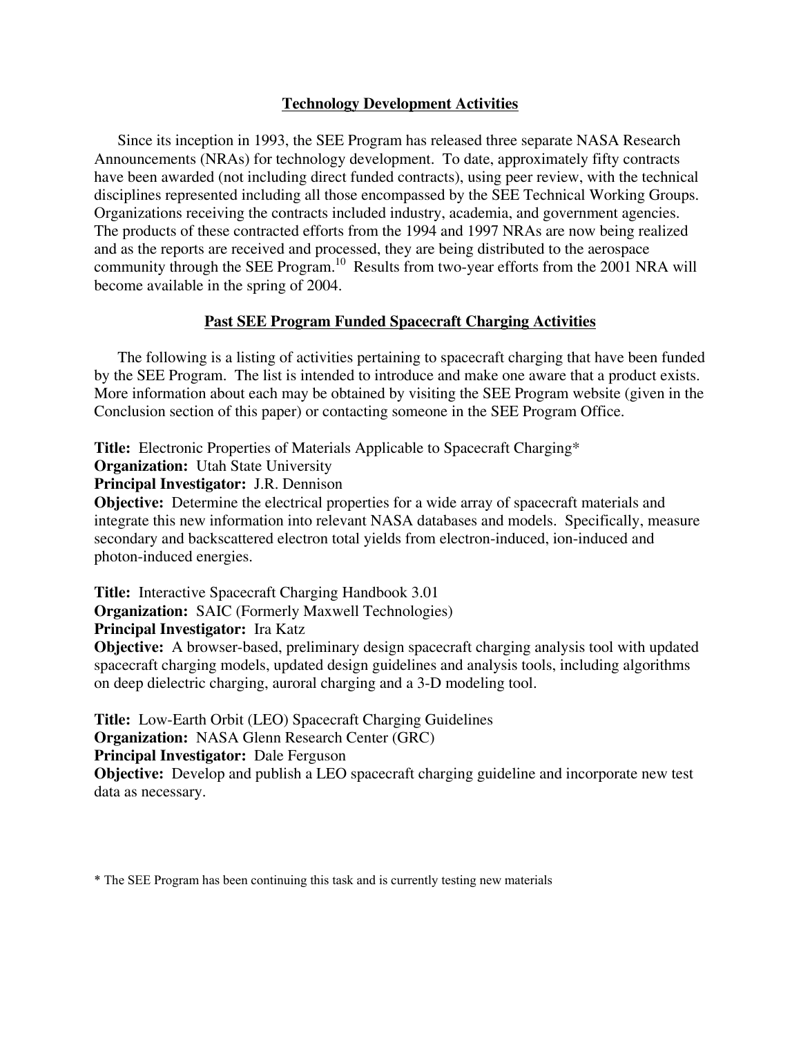## Technology Development Activities

Since its inception in 1993, the SEE Program has released three separate NASA Research Announcements (NRAs) for technology development. To date, approximately fifty contracts have been awarded (not including direct funded contracts), using peer review, with the technical disciplines represented including all those encompassed by the SEE Technical Working Groups. Organizations receiving the contracts included industry, academia, and government agencies. The products of these contracted efforts from the 1994 and 1997 NRAs are now being realized and as the reports are received and processed, they are being distributed to the aerospace community through the SEE Program.[10] Results from two-year efforts from the 2001 NRA will become available in the spring of 2004.

## Past SEE Program Funded Spacecraft Charging Activities

The following is a listing of activities pertaining to spacecraft charging that have been funded by the SEE Program. The list is intended to introduce and make one aware that a product exists. More information about each may be obtained by visiting the SEE Program website (given in the Conclusion section of this paper) or contacting someone in the SEE Program Office.

**Title:** Electronic Properties of Materials Applicable to Spacecraft Charging*
**Organization:** Utah State University
**Principal Investigator:** J.R. Dennison
**Objective:** Determine the electrical properties for a wide array of spacecraft materials and integrate this new information into relevant NASA databases and models. Specifically, measure secondary and backscattered electron total yields from electron-induced, ion-induced and photon-induced energies.

**Title:** Interactive Spacecraft Charging Handbook 3.01
**Organization:** SAIC (Formerly Maxwell Technologies)
**Principal Investigator:** Ira Katz
**Objective:** A browser-based, preliminary design spacecraft charging analysis tool with updated spacecraft charging models, updated design guidelines and analysis tools, including algorithms on deep dielectric charging, auroral charging and a 3-D modeling tool.

**Title:** Low-Earth Orbit (LEO) Spacecraft Charging Guidelines
**Organization:** NASA Glenn Research Center (GRC)
**Principal Investigator:** Dale Ferguson
**Objective:** Develop and publish a LEO spacecraft charging guideline and incorporate new test data as necessary.

* The SEE Program has been continuing this task and is currently testing new materials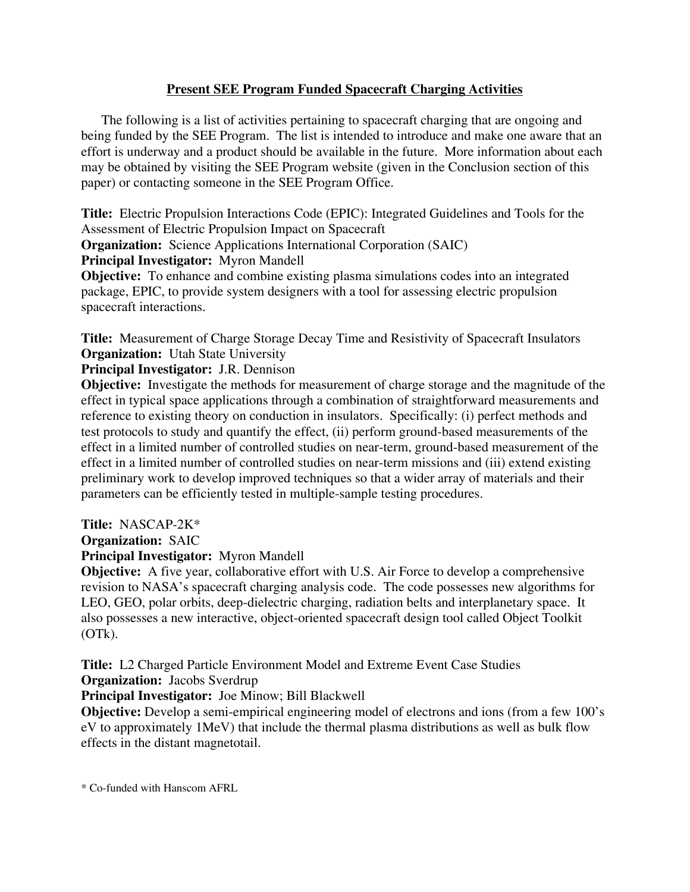## Present SEE Program Funded Spacecraft Charging Activities

The following is a list of activities pertaining to spacecraft charging that are ongoing and being funded by the SEE Program. The list is intended to introduce and make one aware that an effort is underway and a product should be available in the future. More information about each may be obtained by visiting the SEE Program website (given in the Conclusion section of this paper) or contacting someone in the SEE Program Office.

**Title:** Electric Propulsion Interactions Code (EPIC): Integrated Guidelines and Tools for the Assessment of Electric Propulsion Impact on Spacecraft
**Organization:** Science Applications International Corporation (SAIC)
**Principal Investigator:** Myron Mandell
**Objective:** To enhance and combine existing plasma simulations codes into an integrated package, EPIC, to provide system designers with a tool for assessing electric propulsion spacecraft interactions.

**Title:** Measurement of Charge Storage Decay Time and Resistivity of Spacecraft Insulators
**Organization:** Utah State University
**Principal Investigator:** J.R. Dennison
**Objective:** Investigate the methods for measurement of charge storage and the magnitude of the effect in typical space applications through a combination of straightforward measurements and reference to existing theory on conduction in insulators. Specifically: (i) perfect methods and test protocols to study and quantify the effect, (ii) perform ground-based measurements of the effect in a limited number of controlled studies on near-term, ground-based measurement of the effect in a limited number of controlled studies on near-term missions and (iii) extend existing preliminary work to develop improved techniques so that a wider array of materials and their parameters can be efficiently tested in multiple-sample testing procedures.

**Title:** NASCAP-2K*
**Organization:** SAIC
**Principal Investigator:** Myron Mandell
**Objective:** A five year, collaborative effort with U.S. Air Force to develop a comprehensive revision to NASA's spacecraft charging analysis code. The code possesses new algorithms for LEO, GEO, polar orbits, deep-dielectric charging, radiation belts and interplanetary space. It also possesses a new interactive, object-oriented spacecraft design tool called Object Toolkit (OTk).

**Title:** L2 Charged Particle Environment Model and Extreme Event Case Studies
**Organization:** Jacobs Sverdrup
**Principal Investigator:** Joe Minow; Bill Blackwell
**Objective:** Develop a semi-empirical engineering model of electrons and ions (from a few 100's eV to approximately 1MeV) that include the thermal plasma distributions as well as bulk flow effects in the distant magnetotail.

* Co-funded with Hanscom AFRL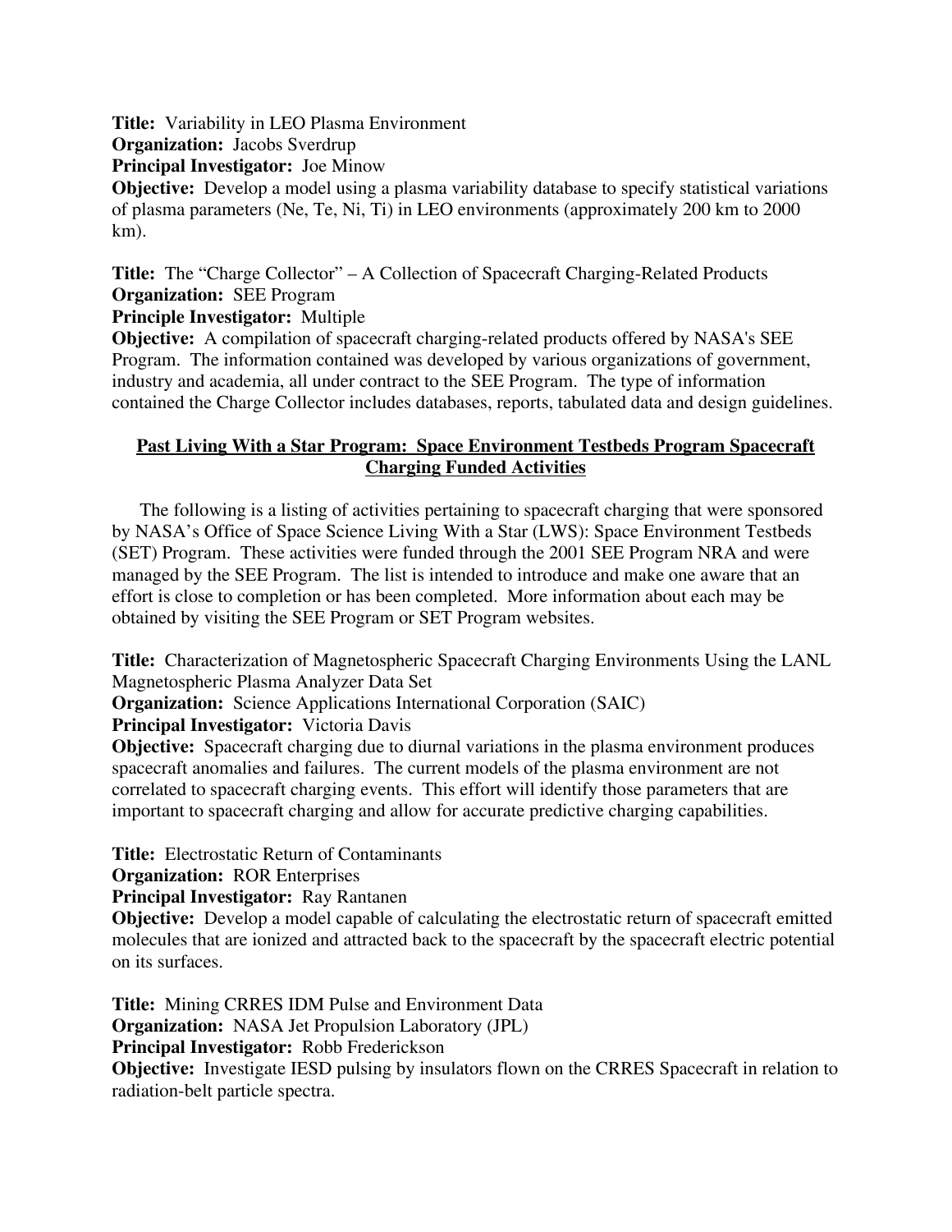**Title:** Variability in LEO Plasma Environment
**Organization:** Jacobs Sverdrup
**Principal Investigator:** Joe Minow
**Objective:** Develop a model using a plasma variability database to specify statistical variations of plasma parameters (Ne, Te, Ni, Ti) in LEO environments (approximately 200 km to 2000 km).

**Title:** The "Charge Collector" – A Collection of Spacecraft Charging-Related Products
**Organization:** SEE Program
**Principle Investigator:** Multiple
**Objective:** A compilation of spacecraft charging-related products offered by NASA's SEE Program. The information contained was developed by various organizations of government, industry and academia, all under contract to the SEE Program. The type of information contained the Charge Collector includes databases, reports, tabulated data and design guidelines.

## Past Living With a Star Program: Space Environment Testbeds Program Spacecraft Charging Funded Activities

The following is a listing of activities pertaining to spacecraft charging that were sponsored by NASA's Office of Space Science Living With a Star (LWS): Space Environment Testbeds (SET) Program. These activities were funded through the 2001 SEE Program NRA and were managed by the SEE Program. The list is intended to introduce and make one aware that an effort is close to completion or has been completed. More information about each may be obtained by visiting the SEE Program or SET Program websites.

**Title:** Characterization of Magnetospheric Spacecraft Charging Environments Using the LANL Magnetospheric Plasma Analyzer Data Set
**Organization:** Science Applications International Corporation (SAIC)
**Principal Investigator:** Victoria Davis
**Objective:** Spacecraft charging due to diurnal variations in the plasma environment produces spacecraft anomalies and failures. The current models of the plasma environment are not correlated to spacecraft charging events. This effort will identify those parameters that are important to spacecraft charging and allow for accurate predictive charging capabilities.

**Title:** Electrostatic Return of Contaminants
**Organization:** ROR Enterprises
**Principal Investigator:** Ray Rantanen
**Objective:** Develop a model capable of calculating the electrostatic return of spacecraft emitted molecules that are ionized and attracted back to the spacecraft by the spacecraft electric potential on its surfaces.

**Title:** Mining CRRES IDM Pulse and Environment Data
**Organization:** NASA Jet Propulsion Laboratory (JPL)
**Principal Investigator:** Robb Frederickson
**Objective:** Investigate IESD pulsing by insulators flown on the CRRES Spacecraft in relation to radiation-belt particle spectra.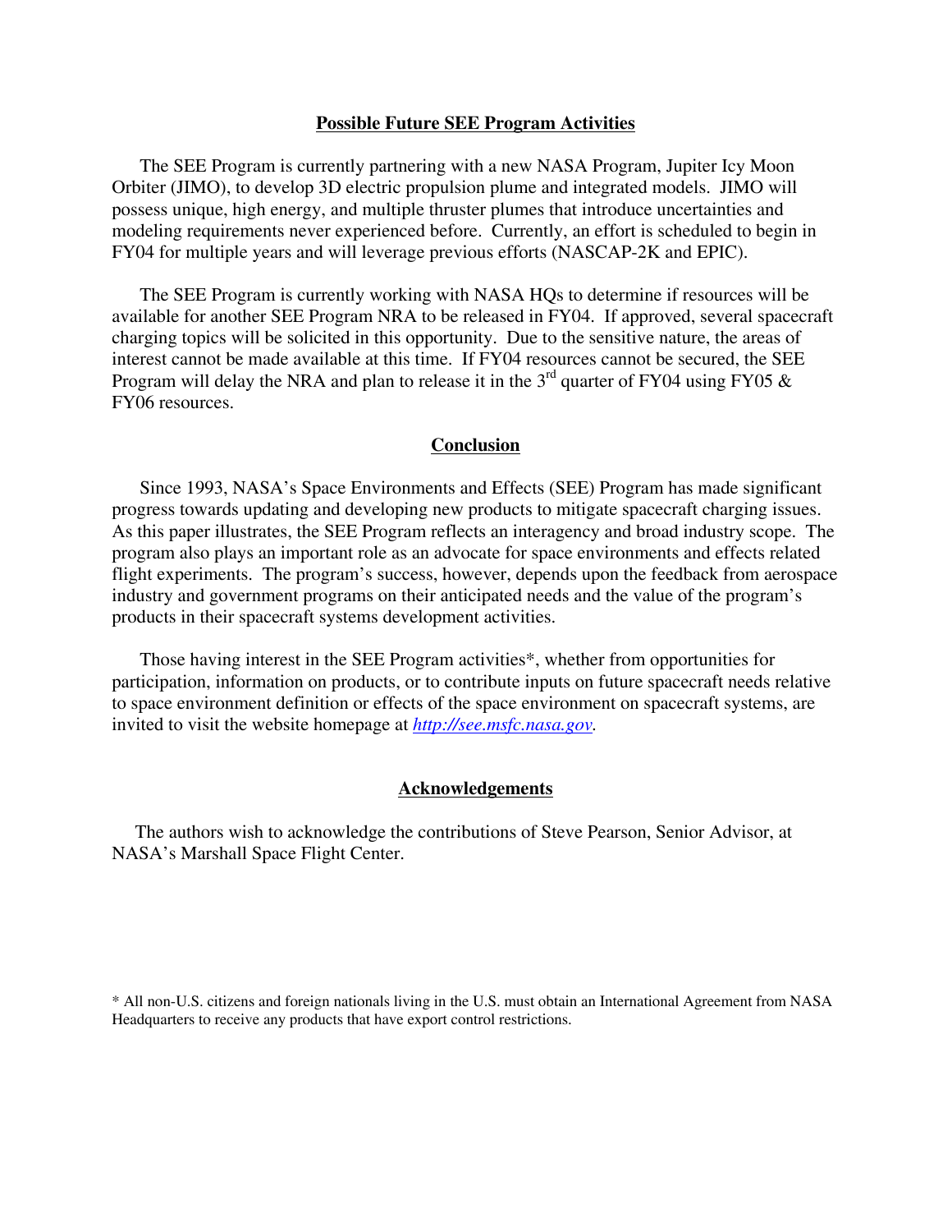## Possible Future SEE Program Activities

The SEE Program is currently partnering with a new NASA Program, Jupiter Icy Moon Orbiter (JIMO), to develop 3D electric propulsion plume and integrated models. JIMO will possess unique, high energy, and multiple thruster plumes that introduce uncertainties and modeling requirements never experienced before. Currently, an effort is scheduled to begin in FY04 for multiple years and will leverage previous efforts (NASCAP-2K and EPIC).

The SEE Program is currently working with NASA HQs to determine if resources will be available for another SEE Program NRA to be released in FY04. If approved, several spacecraft charging topics will be solicited in this opportunity. Due to the sensitive nature, the areas of interest cannot be made available at this time. If FY04 resources cannot be secured, the SEE Program will delay the NRA and plan to release it in the 3rd quarter of FY04 using FY05 & FY06 resources.

## Conclusion

Since 1993, NASA's Space Environments and Effects (SEE) Program has made significant progress towards updating and developing new products to mitigate spacecraft charging issues. As this paper illustrates, the SEE Program reflects an interagency and broad industry scope. The program also plays an important role as an advocate for space environments and effects related flight experiments. The program's success, however, depends upon the feedback from aerospace industry and government programs on their anticipated needs and the value of the program's products in their spacecraft systems development activities.

Those having interest in the SEE Program activities*, whether from opportunities for participation, information on products, or to contribute inputs on future spacecraft needs relative to space environment definition or effects of the space environment on spacecraft systems, are invited to visit the website homepage at *http://see.msfc.nasa.gov*.

## Acknowledgements

The authors wish to acknowledge the contributions of Steve Pearson, Senior Advisor, at NASA's Marshall Space Flight Center.

* All non-U.S. citizens and foreign nationals living in the U.S. must obtain an International Agreement from NASA Headquarters to receive any products that have export control restrictions.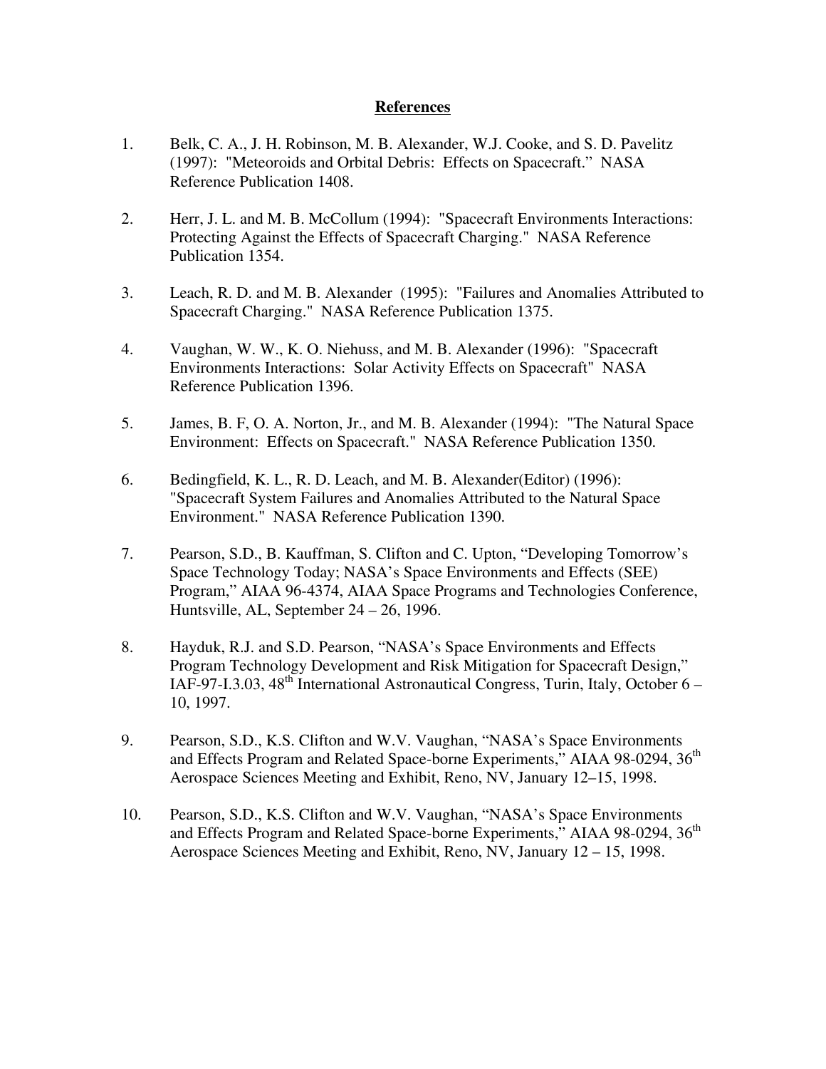## References

1. Belk, C. A., J. H. Robinson, M. B. Alexander, W.J. Cooke, and S. D. Pavelitz (1997): "Meteoroids and Orbital Debris: Effects on Spacecraft." NASA Reference Publication 1408.

2. Herr, J. L. and M. B. McCollum (1994): "Spacecraft Environments Interactions: Protecting Against the Effects of Spacecraft Charging." NASA Reference Publication 1354.

3. Leach, R. D. and M. B. Alexander (1995): "Failures and Anomalies Attributed to Spacecraft Charging." NASA Reference Publication 1375.

4. Vaughan, W. W., K. O. Niehuss, and M. B. Alexander (1996): "Spacecraft Environments Interactions: Solar Activity Effects on Spacecraft" NASA Reference Publication 1396.

5. James, B. F, O. A. Norton, Jr., and M. B. Alexander (1994): "The Natural Space Environment: Effects on Spacecraft." NASA Reference Publication 1350.

6. Bedingfield, K. L., R. D. Leach, and M. B. Alexander(Editor) (1996): "Spacecraft System Failures and Anomalies Attributed to the Natural Space Environment." NASA Reference Publication 1390.

7. Pearson, S.D., B. Kauffman, S. Clifton and C. Upton, "Developing Tomorrow's Space Technology Today; NASA's Space Environments and Effects (SEE) Program," AIAA 96-4374, AIAA Space Programs and Technologies Conference, Huntsville, AL, September 24 – 26, 1996.

8. Hayduk, R.J. and S.D. Pearson, "NASA's Space Environments and Effects Program Technology Development and Risk Mitigation for Spacecraft Design," IAF-97-I.3.03, 48th International Astronautical Congress, Turin, Italy, October 6 – 10, 1997.

9. Pearson, S.D., K.S. Clifton and W.V. Vaughan, "NASA's Space Environments and Effects Program and Related Space-borne Experiments," AIAA 98-0294, 36th Aerospace Sciences Meeting and Exhibit, Reno, NV, January 12–15, 1998.

10. Pearson, S.D., K.S. Clifton and W.V. Vaughan, "NASA's Space Environments and Effects Program and Related Space-borne Experiments," AIAA 98-0294, 36th Aerospace Sciences Meeting and Exhibit, Reno, NV, January 12 – 15, 1998.